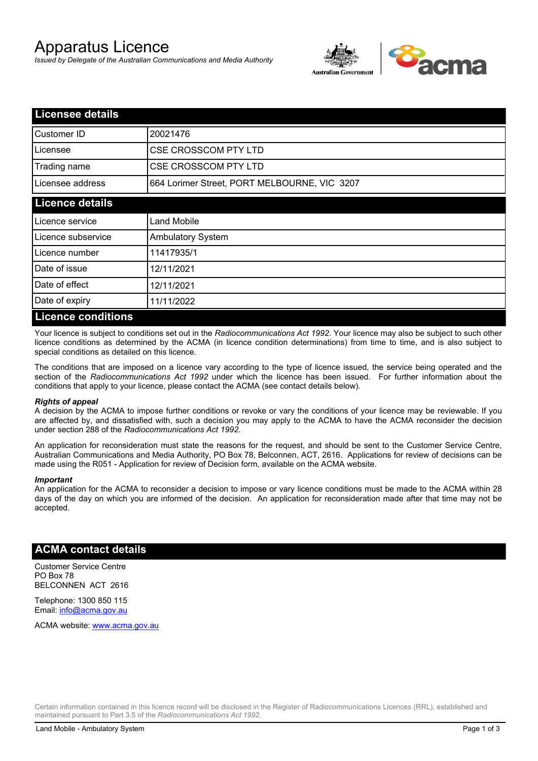# Apparatus Licence

*Issued by Delegate of the Australian Communications and Media Authority*

## Licensee details

| Customer ID | 20021476 |
|---|---|
| Licensee | CSE CROSSCOM PTY LTD |
| Trading name | CSE CROSSCOM PTY LTD |
| Licensee address | 664 Lorimer Street, PORT MELBOURNE, VIC 3207 |

## Licence details

| Licence service | Land Mobile |
|---|---|
| Licence subservice | Ambulatory System |
| Licence number | 11417935/1 |
| Date of issue | 12/11/2021 |
| Date of effect | 12/11/2021 |
| Date of expiry | 11/11/2022 |

## Licence conditions

Your licence is subject to conditions set out in the *Radiocommunications Act 1992*. Your licence may also be subject to such other licence conditions as determined by the ACMA (in licence condition determinations) from time to time, and is also subject to special conditions as detailed on this licence.

The conditions that are imposed on a licence vary according to the type of licence issued, the service being operated and the section of the *Radiocommunications Act 1992* under which the licence has been issued. For further information about the conditions that apply to your licence, please contact the ACMA (see contact details below).

### *Rights of appeal*

A decision by the ACMA to impose further conditions or revoke or vary the conditions of your licence may be reviewable. If you are affected by, and dissatisfied with, such a decision you may apply to the ACMA to have the ACMA reconsider the decision under section 288 of the *Radiocommunications Act 1992*.

An application for reconsideration must state the reasons for the request, and should be sent to the Customer Service Centre, Australian Communications and Media Authority, PO Box 78, Belconnen, ACT, 2616. Applications for review of decisions can be made using the R051 - Application for review of Decision form, available on the ACMA website.

### *Important*

An application for the ACMA to reconsider a decision to impose or vary licence conditions must be made to the ACMA within 28 days of the day on which you are informed of the decision. An application for reconsideration made after that time may not be accepted.

## ACMA contact details

Customer Service Centre
PO Box 78
BELCONNEN ACT 2616

Telephone: 1300 850 115
Email: info@acma.gov.au

ACMA website: www.acma.gov.au

Certain information contained in this licence record will be disclosed in the Register of Radiocommunications Licences (RRL), established and maintained pursuant to Part 3.5 of the *Radiocommunications Act 1992*.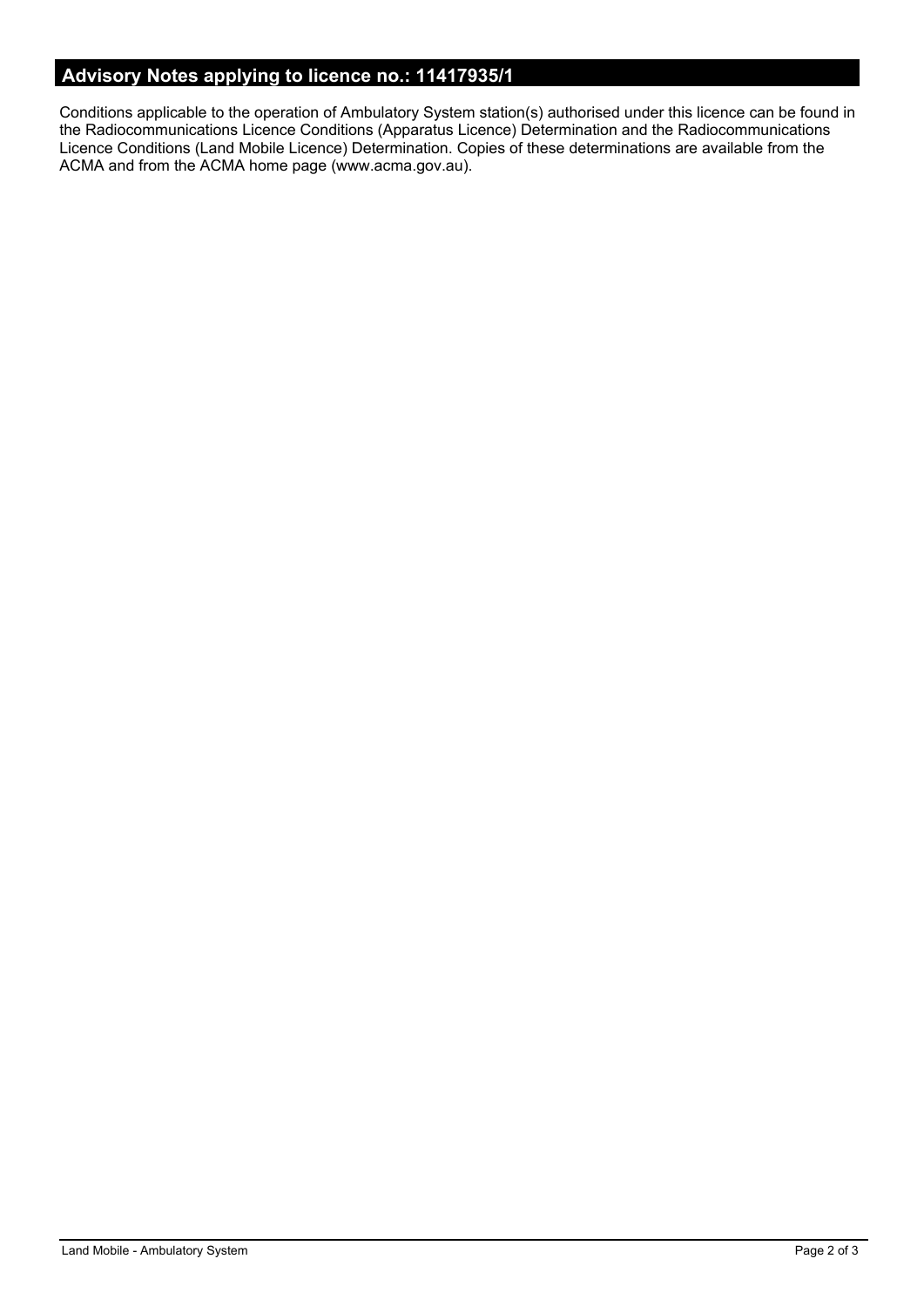## Advisory Notes applying to licence no.: 11417935/1

Conditions applicable to the operation of Ambulatory System station(s) authorised under this licence can be found in the Radiocommunications Licence Conditions (Apparatus Licence) Determination and the Radiocommunications Licence Conditions (Land Mobile Licence) Determination. Copies of these determinations are available from the ACMA and from the ACMA home page (www.acma.gov.au).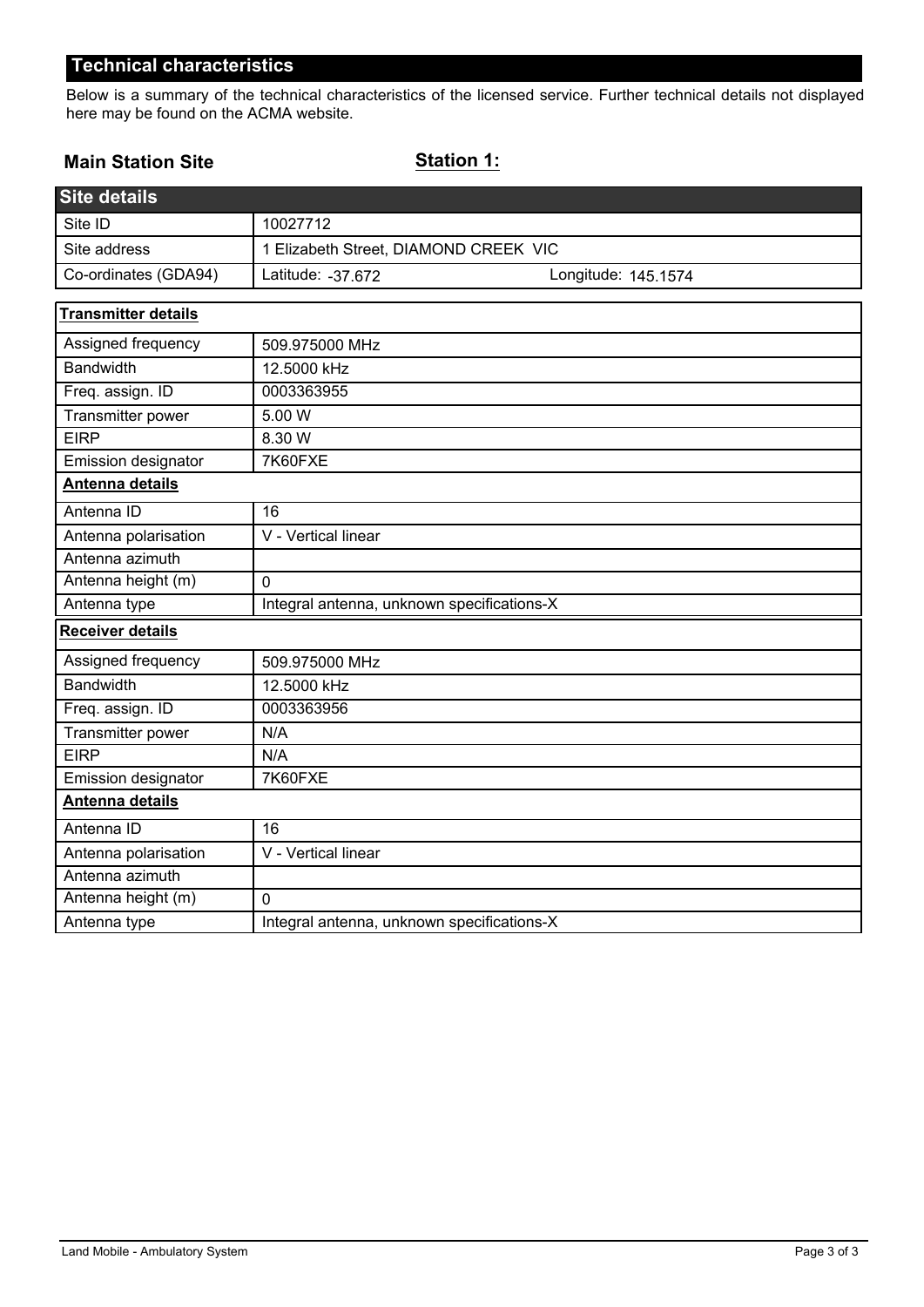## Technical characteristics

Below is a summary of the technical characteristics of the licensed service. Further technical details not displayed here may be found on the ACMA website.

**Main Station Site** **Station 1:**

| Site details | |
|---|---|
| Site ID | 10027712 |
| Site address | 1 Elizabeth Street, DIAMOND CREEK VIC |
| Co-ordinates (GDA94) | Latitude: -37.672 Longitude: 145.1574 |

| **Transmitter details** | |
|---|---|
| Assigned frequency | 509.975000 MHz |
| Bandwidth | 12.5000 kHz |
| Freq. assign. ID | 0003363955 |
| Transmitter power | 5.00 W |
| EIRP | 8.30 W |
| Emission designator | 7K60FXE |
| **Antenna details** | |
| Antenna ID | 16 |
| Antenna polarisation | V - Vertical linear |
| Antenna azimuth | |
| Antenna height (m) | 0 |
| Antenna type | Integral antenna, unknown specifications-X |

| **Receiver details** | |
|---|---|
| Assigned frequency | 509.975000 MHz |
| Bandwidth | 12.5000 kHz |
| Freq. assign. ID | 0003363956 |
| Transmitter power | N/A |
| EIRP | N/A |
| Emission designator | 7K60FXE |
| **Antenna details** | |
| Antenna ID | 16 |
| Antenna polarisation | V - Vertical linear |
| Antenna azimuth | |
| Antenna height (m) | 0 |
| Antenna type | Integral antenna, unknown specifications-X |